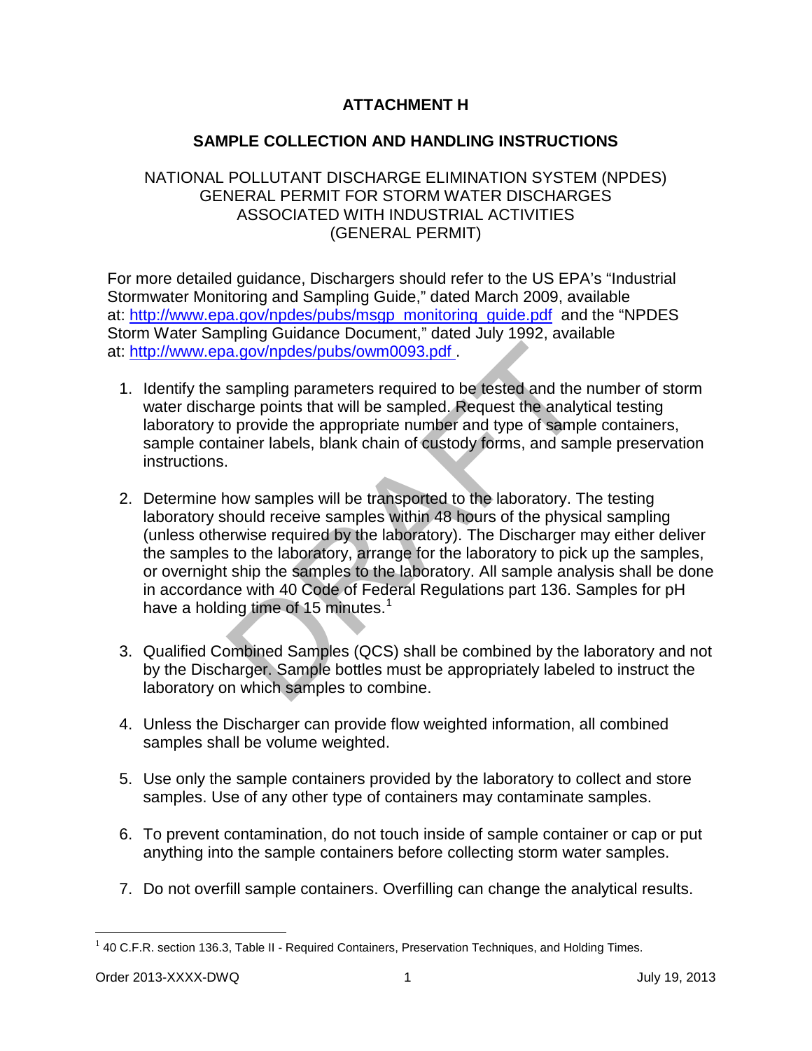# ATTACHMENT H

## SAMPLE COLLECTION AND HANDLING INSTRUCTIONS

NATIONAL POLLUTANT DISCHARGE ELIMINATION SYSTEM (NPDES)
GENERAL PERMIT FOR STORM WATER DISCHARGES
ASSOCIATED WITH INDUSTRIAL ACTIVITIES
(GENERAL PERMIT)

For more detailed guidance, Dischargers should refer to the US EPA's "Industrial Stormwater Monitoring and Sampling Guide," dated March 2009, available at: http://www.epa.gov/npdes/pubs/msgp_monitoring_guide.pdf and the "NPDES Storm Water Sampling Guidance Document," dated July 1992, available at: http://www.epa.gov/npdes/pubs/owm0093.pdf .

1. Identify the sampling parameters required to be tested and the number of storm water discharge points that will be sampled. Request the analytical testing laboratory to provide the appropriate number and type of sample containers, sample container labels, blank chain of custody forms, and sample preservation instructions.

2. Determine how samples will be transported to the laboratory. The testing laboratory should receive samples within 48 hours of the physical sampling (unless otherwise required by the laboratory). The Discharger may either deliver the samples to the laboratory, arrange for the laboratory to pick up the samples, or overnight ship the samples to the laboratory. All sample analysis shall be done in accordance with 40 Code of Federal Regulations part 136. Samples for pH have a holding time of 15 minutes.[1]

3. Qualified Combined Samples (QCS) shall be combined by the laboratory and not by the Discharger. Sample bottles must be appropriately labeled to instruct the laboratory on which samples to combine.

4. Unless the Discharger can provide flow weighted information, all combined samples shall be volume weighted.

5. Use only the sample containers provided by the laboratory to collect and store samples. Use of any other type of containers may contaminate samples.

6. To prevent contamination, do not touch inside of sample container or cap or put anything into the sample containers before collecting storm water samples.

7. Do not overfill sample containers. Overfilling can change the analytical results.

[1] 40 C.F.R. section 136.3, Table II - Required Containers, Preservation Techniques, and Holding Times.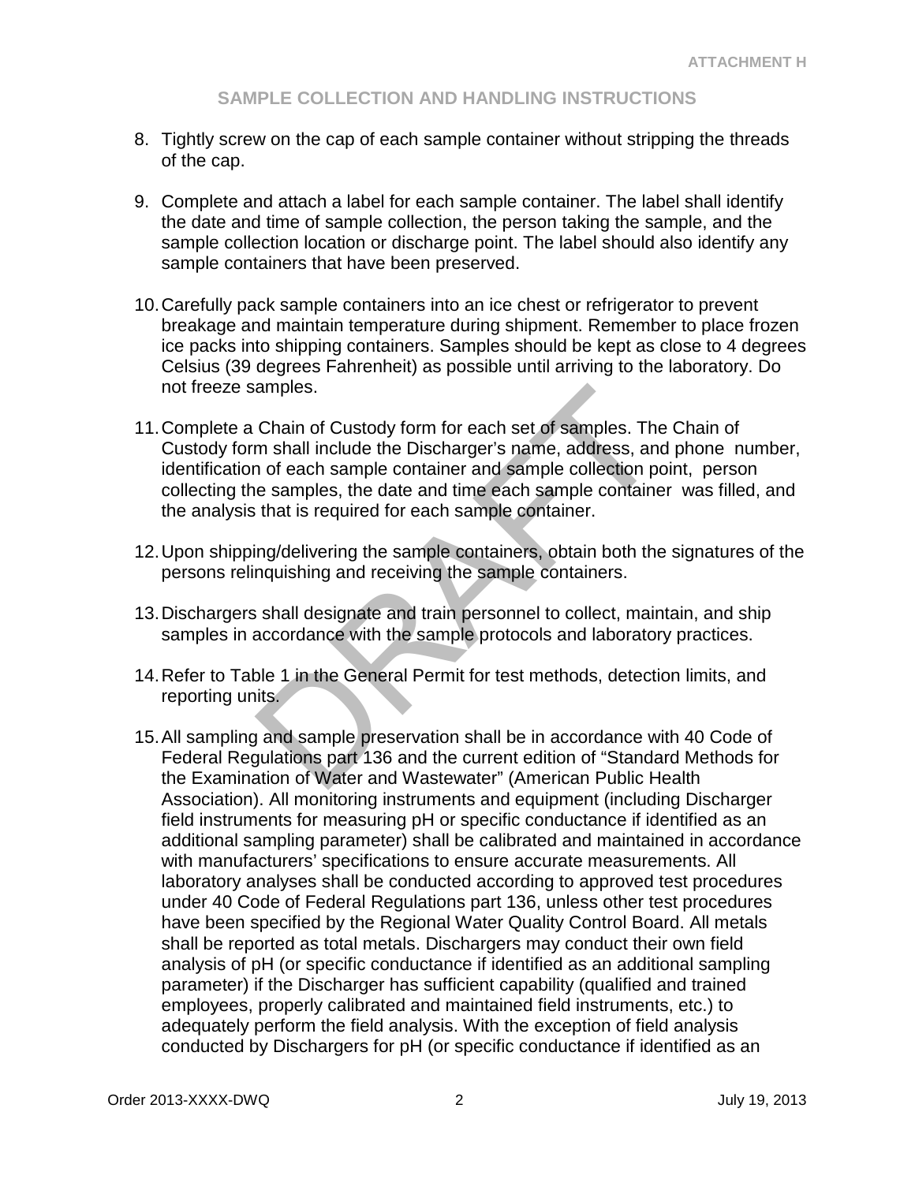## SAMPLE COLLECTION AND HANDLING INSTRUCTIONS

8. Tightly screw on the cap of each sample container without stripping the threads of the cap.

9. Complete and attach a label for each sample container. The label shall identify the date and time of sample collection, the person taking the sample, and the sample collection location or discharge point. The label should also identify any sample containers that have been preserved.

10. Carefully pack sample containers into an ice chest or refrigerator to prevent breakage and maintain temperature during shipment. Remember to place frozen ice packs into shipping containers. Samples should be kept as close to 4 degrees Celsius (39 degrees Fahrenheit) as possible until arriving to the laboratory. Do not freeze samples.

11. Complete a Chain of Custody form for each set of samples. The Chain of Custody form shall include the Discharger's name, address, and phone number, identification of each sample container and sample collection point, person collecting the samples, the date and time each sample container was filled, and the analysis that is required for each sample container.

12. Upon shipping/delivering the sample containers, obtain both the signatures of the persons relinquishing and receiving the sample containers.

13. Dischargers shall designate and train personnel to collect, maintain, and ship samples in accordance with the sample protocols and laboratory practices.

14. Refer to Table 1 in the General Permit for test methods, detection limits, and reporting units.

15. All sampling and sample preservation shall be in accordance with 40 Code of Federal Regulations part 136 and the current edition of "Standard Methods for the Examination of Water and Wastewater" (American Public Health Association). All monitoring instruments and equipment (including Discharger field instruments for measuring pH or specific conductance if identified as an additional sampling parameter) shall be calibrated and maintained in accordance with manufacturers' specifications to ensure accurate measurements. All laboratory analyses shall be conducted according to approved test procedures under 40 Code of Federal Regulations part 136, unless other test procedures have been specified by the Regional Water Quality Control Board. All metals shall be reported as total metals. Dischargers may conduct their own field analysis of pH (or specific conductance if identified as an additional sampling parameter) if the Discharger has sufficient capability (qualified and trained employees, properly calibrated and maintained field instruments, etc.) to adequately perform the field analysis. With the exception of field analysis conducted by Dischargers for pH (or specific conductance if identified as an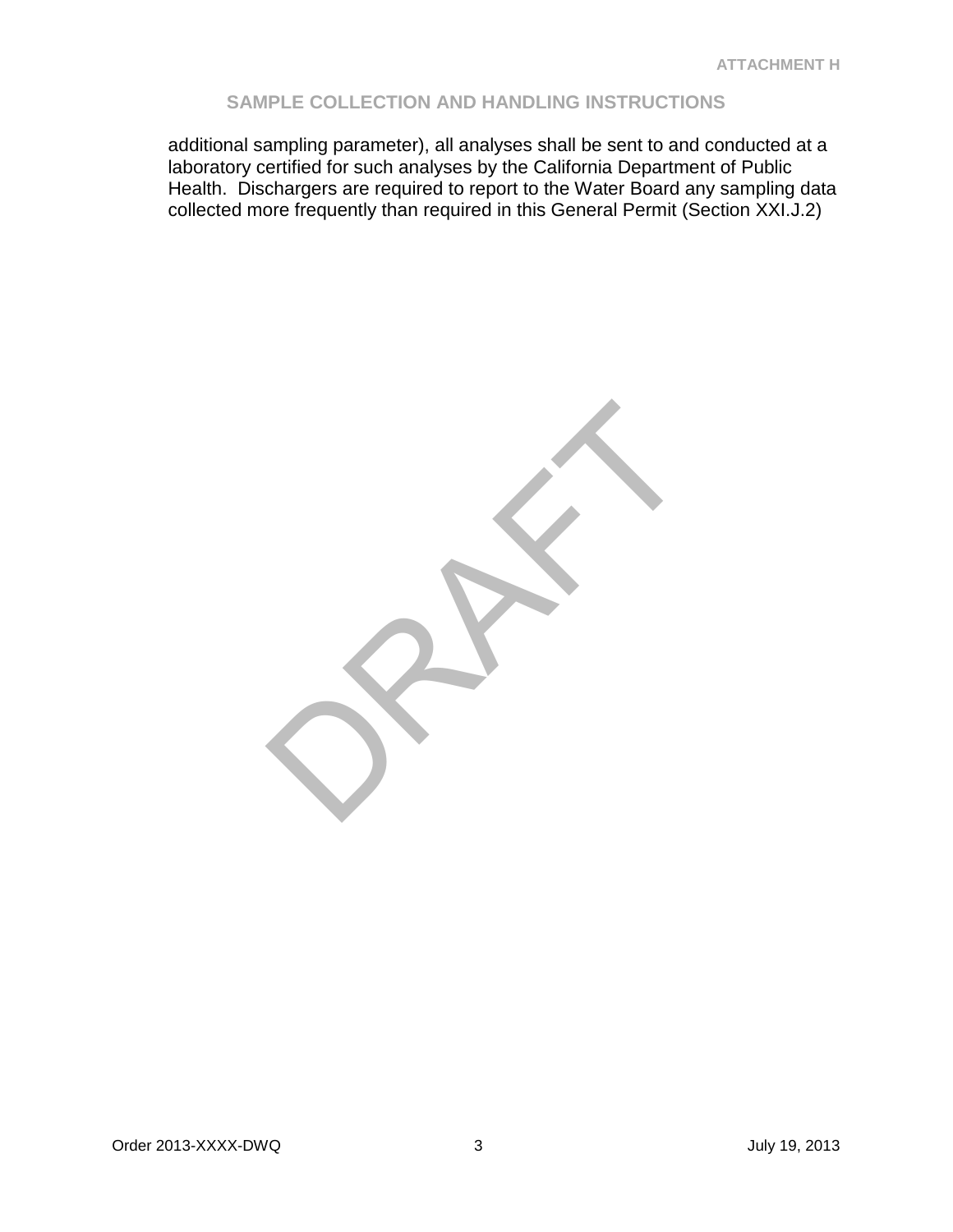additional sampling parameter), all analyses shall be sent to and conducted at a laboratory certified for such analyses by the California Department of Public Health. Dischargers are required to report to the Water Board any sampling data collected more frequently than required in this General Permit (Section XXI.J.2)